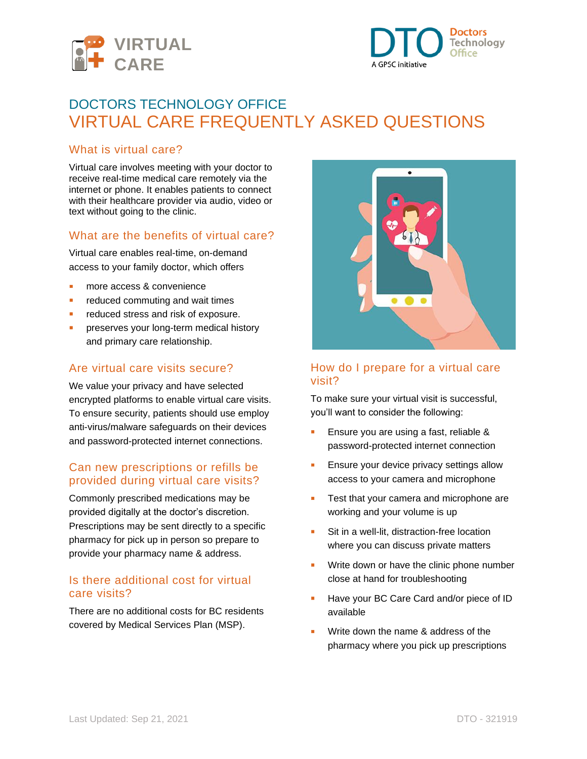VIRTUAL CARE

DTO Doctors Technology Office
A GPSC initiative

# DOCTORS TECHNOLOGY OFFICE
# VIRTUAL CARE FREQUENTLY ASKED QUESTIONS

## What is virtual care?

Virtual care involves meeting with your doctor to receive real-time medical care remotely via the internet or phone. It enables patients to connect with their healthcare provider via audio, video or text without going to the clinic.

## What are the benefits of virtual care?

Virtual care enables real-time, on-demand access to your family doctor, which offers

- more access & convenience
- reduced commuting and wait times
- reduced stress and risk of exposure.
- preserves your long-term medical history and primary care relationship.

## Are virtual care visits secure?

We value your privacy and have selected encrypted platforms to enable virtual care visits. To ensure security, patients should use employ anti-virus/malware safeguards on their devices and password-protected internet connections.

## Can new prescriptions or refills be provided during virtual care visits?

Commonly prescribed medications may be provided digitally at the doctor's discretion. Prescriptions may be sent directly to a specific pharmacy for pick up in person so prepare to provide your pharmacy name & address.

## Is there additional cost for virtual care visits?

There are no additional costs for BC residents covered by Medical Services Plan (MSP).

## How do I prepare for a virtual care visit?

To make sure your virtual visit is successful, you'll want to consider the following:

- Ensure you are using a fast, reliable & password-protected internet connection
- Ensure your device privacy settings allow access to your camera and microphone
- Test that your camera and microphone are working and your volume is up
- Sit in a well-lit, distraction-free location where you can discuss private matters
- Write down or have the clinic phone number close at hand for troubleshooting
- Have your BC Care Card and/or piece of ID available
- Write down the name & address of the pharmacy where you pick up prescriptions

Last Updated: Sep 21, 2021

DTO - 321919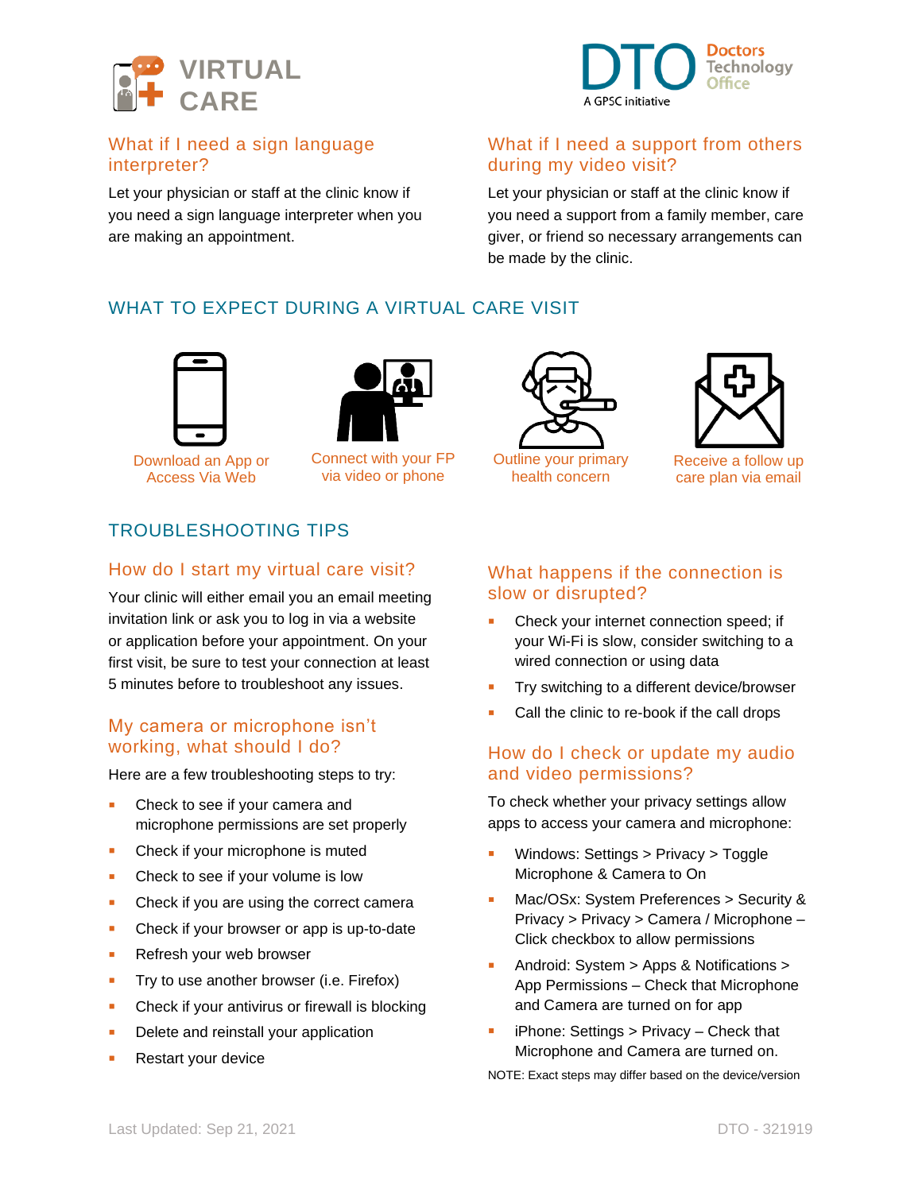VIRTUAL CARE

DTO Doctors Technology Office
A GPSC initiative

### What if I need a sign language interpreter?

Let your physician or staff at the clinic know if you need a sign language interpreter when you are making an appointment.

### What if I need a support from others during my video visit?

Let your physician or staff at the clinic know if you need a support from a family member, care giver, or friend so necessary arrangements can be made by the clinic.

## WHAT TO EXPECT DURING A VIRTUAL CARE VISIT

- Download an App or Access Via Web
- Connect with your FP via video or phone
- Outline your primary health concern
- Receive a follow up care plan via email

## TROUBLESHOOTING TIPS

### How do I start my virtual care visit?

Your clinic will either email you an email meeting invitation link or ask you to log in via a website or application before your appointment. On your first visit, be sure to test your connection at least 5 minutes before to troubleshoot any issues.

### My camera or microphone isn't working, what should I do?

Here are a few troubleshooting steps to try:

- Check to see if your camera and microphone permissions are set properly
- Check if your microphone is muted
- Check to see if your volume is low
- Check if you are using the correct camera
- Check if your browser or app is up-to-date
- Refresh your web browser
- Try to use another browser (i.e. Firefox)
- Check if your antivirus or firewall is blocking
- Delete and reinstall your application
- Restart your device

### What happens if the connection is slow or disrupted?

- Check your internet connection speed; if your Wi-Fi is slow, consider switching to a wired connection or using data
- Try switching to a different device/browser
- Call the clinic to re-book if the call drops

### How do I check or update my audio and video permissions?

To check whether your privacy settings allow apps to access your camera and microphone:

- Windows: Settings > Privacy > Toggle Microphone & Camera to On
- Mac/OSx: System Preferences > Security & Privacy > Privacy > Camera / Microphone – Click checkbox to allow permissions
- Android: System > Apps & Notifications > App Permissions – Check that Microphone and Camera are turned on for app
- iPhone: Settings > Privacy – Check that Microphone and Camera are turned on.

NOTE: Exact steps may differ based on the device/version

Last Updated: Sep 21, 2021

DTO - 321919